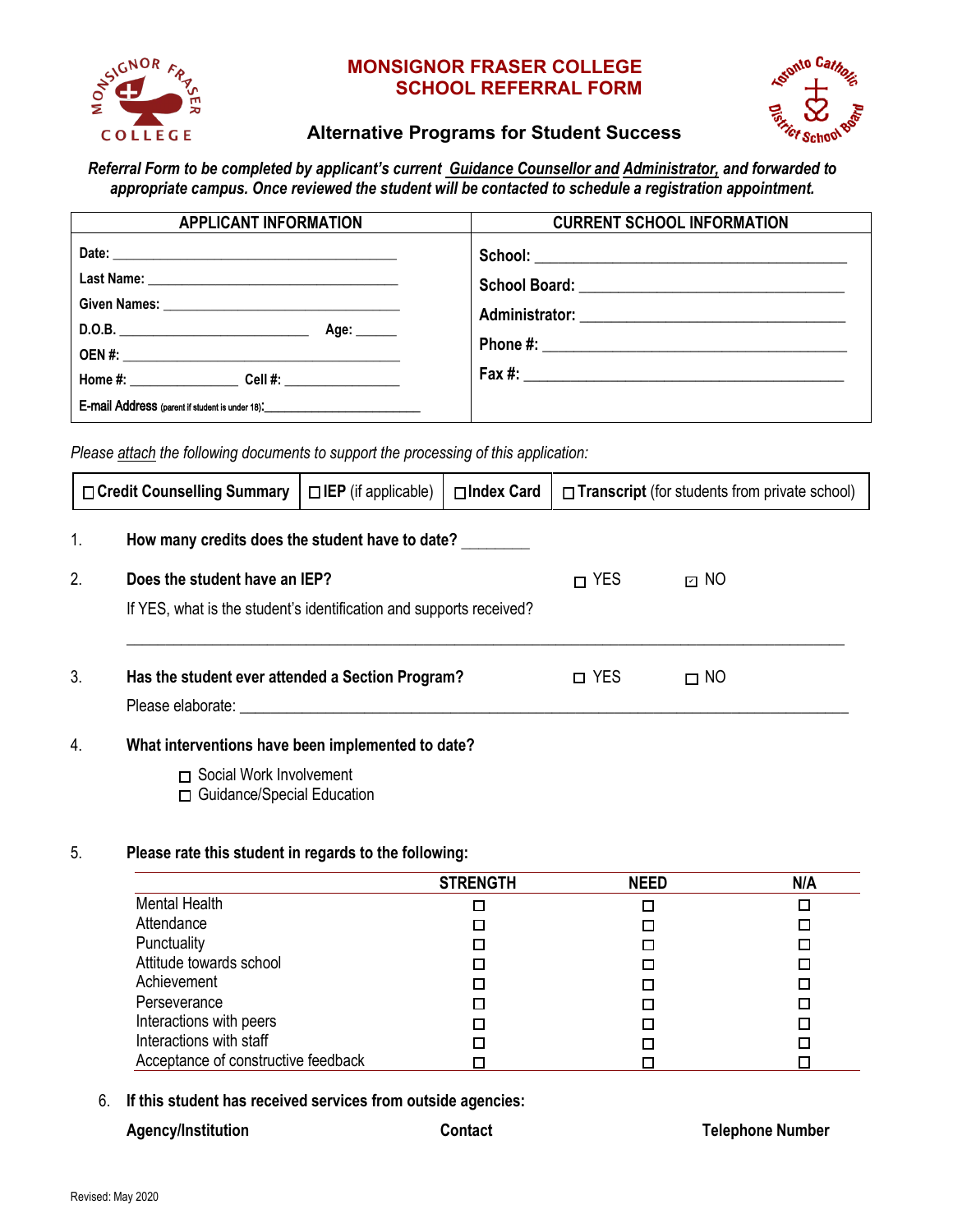# MONSIGNOR FRASER COLLEGE
# SCHOOL REFERRAL FORM

## Alternative Programs for Student Success

***Referral Form to be completed by applicant's current Guidance Counsellor and Administrator, and forwarded to appropriate campus. Once reviewed the student will be contacted to schedule a registration appointment.***

| APPLICANT INFORMATION | CURRENT SCHOOL INFORMATION |
|---|---|
| **Date:** ______________________ | **School:** ______________________ |
| **Last Name:** ______________________ | **School Board:** ______________________ |
| **Given Names:** ______________________ | **Administrator:** ______________________ |
| **D.O.B.** ______________ **Age:** ______ | **Phone #:** ______________________ |
| **OEN #:** ______________________ | **Fax #:** ______________________ |
| **Home #:** __________ **Cell #:** __________ | |
| **E-mail Address** (parent if student is under 18): ______________ | |

*Please attach the following documents to support the processing of this application:*

| ☐ **Credit Counselling Summary** | ☐ **IEP** (if applicable) | ☐ **Index Card** | ☐ **Transcript** (for students from private school) |
|---|---|---|---|

1. **How many credits does the student have to date?** ________

2. **Does the student have an IEP?** ☐ YES ☑ NO

   If YES, what is the student's identification and supports received?

   ______________________________________________________________

3. **Has the student ever attended a Section Program?** ☐ YES ☐ NO

   Please elaborate: ______________________________________________

4. **What interventions have been implemented to date?**

   ☐ Social Work Involvement
   ☐ Guidance/Special Education

5. **Please rate this student in regards to the following:**

| | STRENGTH | NEED | N/A |
|---|---|---|---|
| Mental Health | ☐ | ☐ | ☐ |
| Attendance | ☐ | ☐ | ☐ |
| Punctuality | ☐ | ☐ | ☐ |
| Attitude towards school | ☐ | ☐ | ☐ |
| Achievement | ☐ | ☐ | ☐ |
| Perseverance | ☐ | ☐ | ☐ |
| Interactions with peers | ☐ | ☐ | ☐ |
| Interactions with staff | ☐ | ☐ | ☐ |
| Acceptance of constructive feedback | ☐ | ☐ | ☐ |

6. **If this student has received services from outside agencies:**

| Agency/Institution | Contact | Telephone Number |
|---|---|---|

Revised: May 2020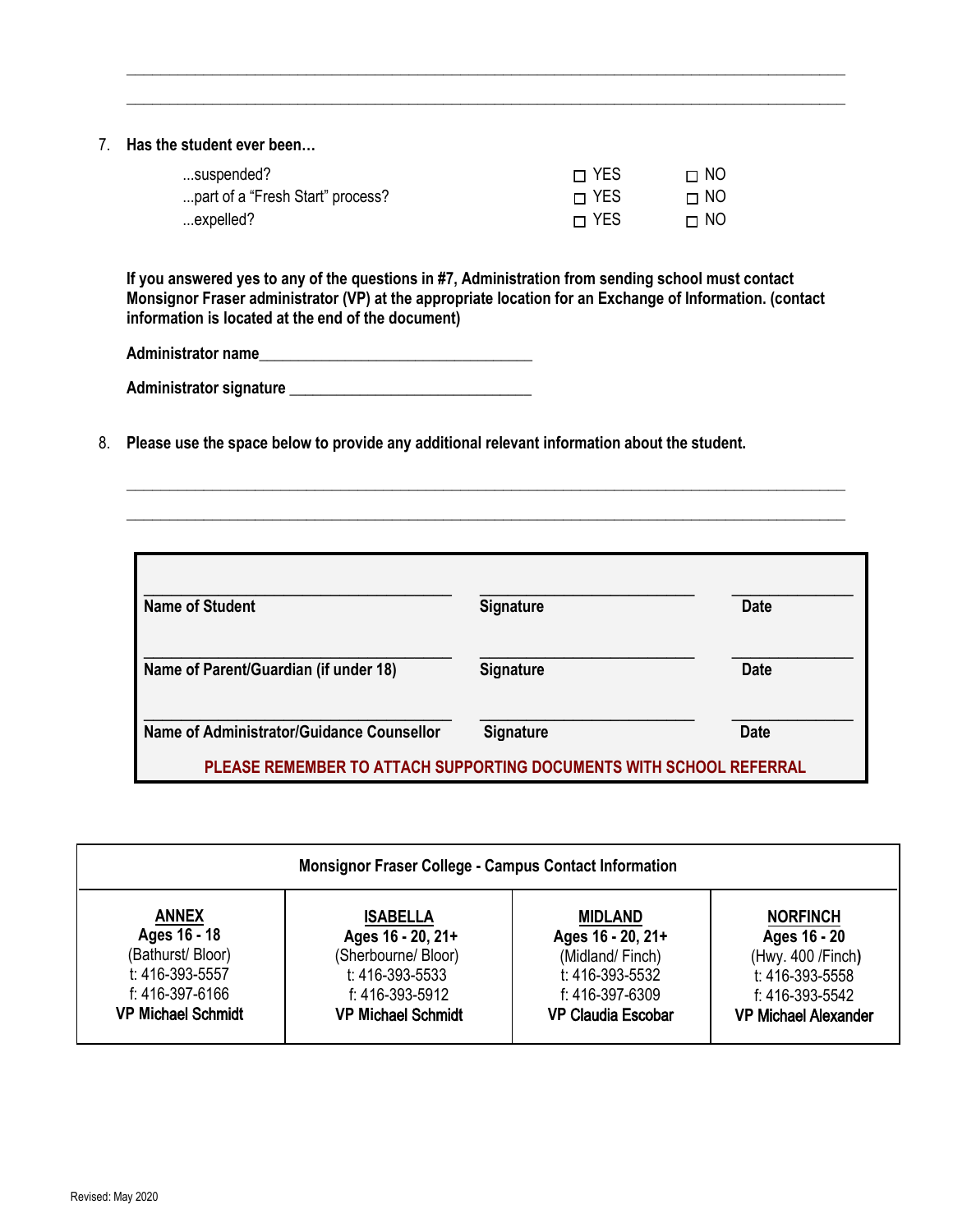\_\_\_\_\_\_\_\_\_\_\_\_\_\_\_\_\_\_\_\_\_\_\_\_\_\_\_\_\_\_\_\_\_\_\_\_\_\_\_\_\_\_\_\_\_\_\_\_\_\_\_\_\_\_\_\_\_\_\_\_\_\_\_\_\_\_\_\_\_\_\_\_\_\_

\_\_\_\_\_\_\_\_\_\_\_\_\_\_\_\_\_\_\_\_\_\_\_\_\_\_\_\_\_\_\_\_\_\_\_\_\_\_\_\_\_\_\_\_\_\_\_\_\_\_\_\_\_\_\_\_\_\_\_\_\_\_\_\_\_\_\_\_\_\_\_\_\_\_

7. **Has the student ever been…**

| | | |
|---|---|---|
| ...suspended? | ☐ YES | ☐ NO |
| ...part of a "Fresh Start" process? | ☐ YES | ☐ NO |
| ...expelled? | ☐ YES | ☐ NO |

**If you answered yes to any of the questions in #7, Administration from sending school must contact Monsignor Fraser administrator (VP) at the appropriate location for an Exchange of Information. (contact information is located at the end of the document)**

**Administrator name**\_\_\_\_\_\_\_\_\_\_\_\_\_\_\_\_\_\_\_\_\_\_\_\_\_\_\_\_\_\_\_\_\_\_

**Administrator signature** \_\_\_\_\_\_\_\_\_\_\_\_\_\_\_\_\_\_\_\_\_\_\_\_\_\_\_\_\_\_

8. **Please use the space below to provide any additional relevant information about the student.**

\_\_\_\_\_\_\_\_\_\_\_\_\_\_\_\_\_\_\_\_\_\_\_\_\_\_\_\_\_\_\_\_\_\_\_\_\_\_\_\_\_\_\_\_\_\_\_\_\_\_\_\_\_\_\_\_\_\_\_\_\_\_\_\_\_\_\_\_\_\_\_\_\_\_

\_\_\_\_\_\_\_\_\_\_\_\_\_\_\_\_\_\_\_\_\_\_\_\_\_\_\_\_\_\_\_\_\_\_\_\_\_\_\_\_\_\_\_\_\_\_\_\_\_\_\_\_\_\_\_\_\_\_\_\_\_\_\_\_\_\_\_\_\_\_\_\_\_\_

| | | |
|---|---|---|
| \_\_\_\_\_\_\_\_\_\_\_\_\_\_\_\_\_\_\_\_ **Name of Student** | \_\_\_\_\_\_\_\_\_\_\_\_\_\_\_\_ **Signature** | \_\_\_\_\_\_\_\_\_\_ **Date** |
| \_\_\_\_\_\_\_\_\_\_\_\_\_\_\_\_\_\_\_\_ **Name of Parent/Guardian (if under 18)** | \_\_\_\_\_\_\_\_\_\_\_\_\_\_\_\_ **Signature** | \_\_\_\_\_\_\_\_\_\_ **Date** |
| \_\_\_\_\_\_\_\_\_\_\_\_\_\_\_\_\_\_\_\_ **Name of Administrator/Guidance Counsellor** | \_\_\_\_\_\_\_\_\_\_\_\_\_\_\_\_ **Signature** | \_\_\_\_\_\_\_\_\_\_ **Date** |

**PLEASE REMEMBER TO ATTACH SUPPORTING DOCUMENTS WITH SCHOOL REFERRAL**

| Monsignor Fraser College - Campus Contact Information | | | |
|---|---|---|---|
| **ANNEX**<br>**Ages 16 - 18**<br>(Bathurst/ Bloor)<br>t: 416-393-5557<br>f: 416-397-6166<br>**VP Michael Schmidt** | **ISABELLA**<br>**Ages 16 - 20, 21+**<br>(Sherbourne/ Bloor)<br>t: 416-393-5533<br>f: 416-393-5912<br>**VP Michael Schmidt** | **MIDLAND**<br>**Ages 16 - 20, 21+**<br>(Midland/ Finch)<br>t: 416-393-5532<br>f: 416-397-6309<br>**VP Claudia Escobar** | **NORFINCH**<br>**Ages 16 - 20**<br>(Hwy. 400 /Finch)<br>t: 416-393-5558<br>f: 416-393-5542<br>**VP Michael Alexander** |

Revised: May 2020